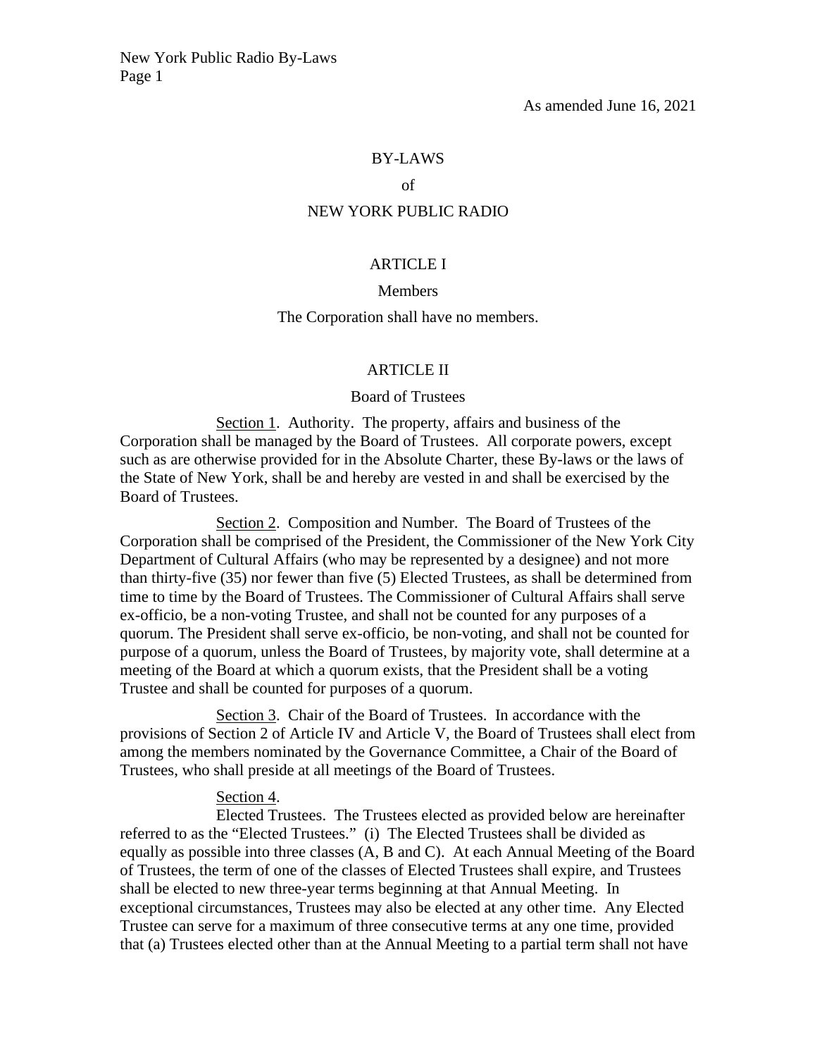As amended June 16, 2021

# BY-LAWS

of

# NEW YORK PUBLIC RADIO

## ARTICLE I

### Members

The Corporation shall have no members.

## ARTICLE II

### Board of Trustees

Section 1. Authority. The property, affairs and business of the Corporation shall be managed by the Board of Trustees. All corporate powers, except such as are otherwise provided for in the Absolute Charter, these By-laws or the laws of the State of New York, shall be and hereby are vested in and shall be exercised by the Board of Trustees.

Section 2. Composition and Number. The Board of Trustees of the Corporation shall be comprised of the President, the Commissioner of the New York City Department of Cultural Affairs (who may be represented by a designee) and not more than thirty-five (35) nor fewer than five (5) Elected Trustees, as shall be determined from time to time by the Board of Trustees. The Commissioner of Cultural Affairs shall serve ex-officio, be a non-voting Trustee, and shall not be counted for any purposes of a quorum. The President shall serve ex-officio, be non-voting, and shall not be counted for purpose of a quorum, unless the Board of Trustees, by majority vote, shall determine at a meeting of the Board at which a quorum exists, that the President shall be a voting Trustee and shall be counted for purposes of a quorum.

Section 3. Chair of the Board of Trustees. In accordance with the provisions of Section 2 of Article IV and Article V, the Board of Trustees shall elect from among the members nominated by the Governance Committee, a Chair of the Board of Trustees, who shall preside at all meetings of the Board of Trustees.

Section 4.

Elected Trustees. The Trustees elected as provided below are hereinafter referred to as the "Elected Trustees." (i) The Elected Trustees shall be divided as equally as possible into three classes (A, B and C). At each Annual Meeting of the Board of Trustees, the term of one of the classes of Elected Trustees shall expire, and Trustees shall be elected to new three-year terms beginning at that Annual Meeting. In exceptional circumstances, Trustees may also be elected at any other time. Any Elected Trustee can serve for a maximum of three consecutive terms at any one time, provided that (a) Trustees elected other than at the Annual Meeting to a partial term shall not have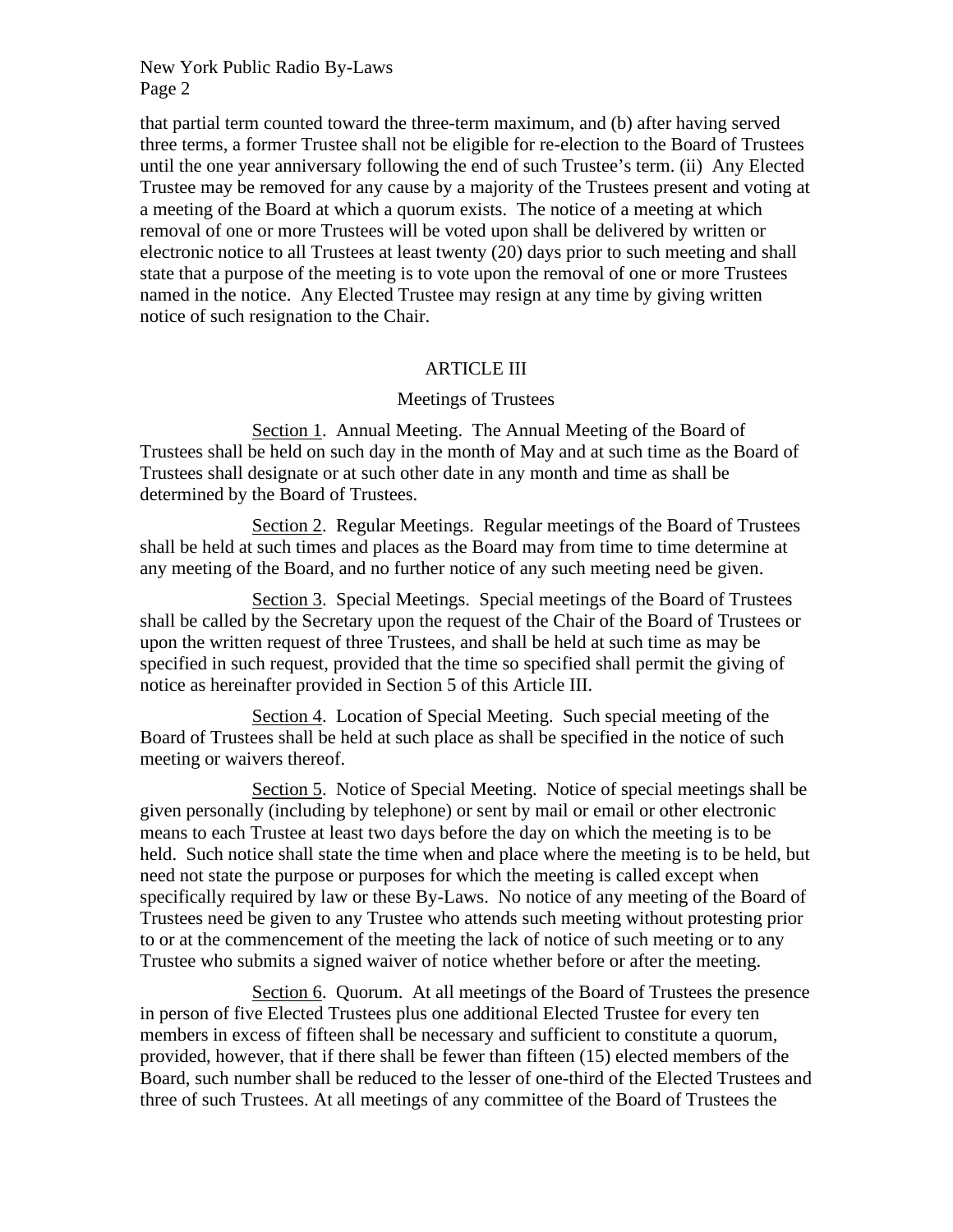that partial term counted toward the three-term maximum, and (b) after having served three terms, a former Trustee shall not be eligible for re-election to the Board of Trustees until the one year anniversary following the end of such Trustee's term. (ii) Any Elected Trustee may be removed for any cause by a majority of the Trustees present and voting at a meeting of the Board at which a quorum exists. The notice of a meeting at which removal of one or more Trustees will be voted upon shall be delivered by written or electronic notice to all Trustees at least twenty (20) days prior to such meeting and shall state that a purpose of the meeting is to vote upon the removal of one or more Trustees named in the notice. Any Elected Trustee may resign at any time by giving written notice of such resignation to the Chair.

## ARTICLE III

### Meetings of Trustees

Section 1. Annual Meeting. The Annual Meeting of the Board of Trustees shall be held on such day in the month of May and at such time as the Board of Trustees shall designate or at such other date in any month and time as shall be determined by the Board of Trustees.

Section 2. Regular Meetings. Regular meetings of the Board of Trustees shall be held at such times and places as the Board may from time to time determine at any meeting of the Board, and no further notice of any such meeting need be given.

Section 3. Special Meetings. Special meetings of the Board of Trustees shall be called by the Secretary upon the request of the Chair of the Board of Trustees or upon the written request of three Trustees, and shall be held at such time as may be specified in such request, provided that the time so specified shall permit the giving of notice as hereinafter provided in Section 5 of this Article III.

Section 4. Location of Special Meeting. Such special meeting of the Board of Trustees shall be held at such place as shall be specified in the notice of such meeting or waivers thereof.

Section 5. Notice of Special Meeting. Notice of special meetings shall be given personally (including by telephone) or sent by mail or email or other electronic means to each Trustee at least two days before the day on which the meeting is to be held. Such notice shall state the time when and place where the meeting is to be held, but need not state the purpose or purposes for which the meeting is called except when specifically required by law or these By-Laws. No notice of any meeting of the Board of Trustees need be given to any Trustee who attends such meeting without protesting prior to or at the commencement of the meeting the lack of notice of such meeting or to any Trustee who submits a signed waiver of notice whether before or after the meeting.

Section 6. Quorum. At all meetings of the Board of Trustees the presence in person of five Elected Trustees plus one additional Elected Trustee for every ten members in excess of fifteen shall be necessary and sufficient to constitute a quorum, provided, however, that if there shall be fewer than fifteen (15) elected members of the Board, such number shall be reduced to the lesser of one-third of the Elected Trustees and three of such Trustees. At all meetings of any committee of the Board of Trustees the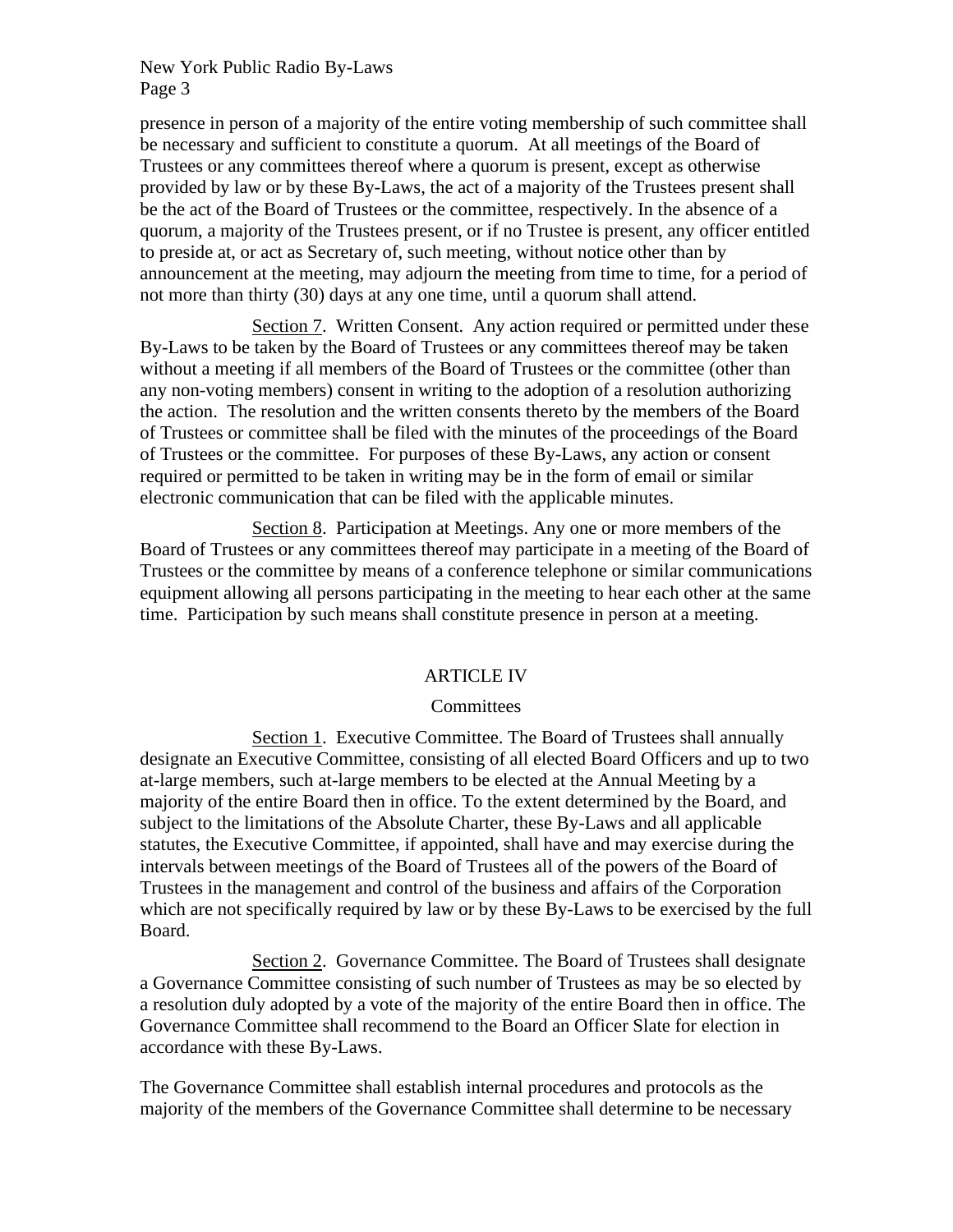presence in person of a majority of the entire voting membership of such committee shall be necessary and sufficient to constitute a quorum. At all meetings of the Board of Trustees or any committees thereof where a quorum is present, except as otherwise provided by law or by these By-Laws, the act of a majority of the Trustees present shall be the act of the Board of Trustees or the committee, respectively. In the absence of a quorum, a majority of the Trustees present, or if no Trustee is present, any officer entitled to preside at, or act as Secretary of, such meeting, without notice other than by announcement at the meeting, may adjourn the meeting from time to time, for a period of not more than thirty (30) days at any one time, until a quorum shall attend.

Section 7. Written Consent. Any action required or permitted under these By-Laws to be taken by the Board of Trustees or any committees thereof may be taken without a meeting if all members of the Board of Trustees or the committee (other than any non-voting members) consent in writing to the adoption of a resolution authorizing the action. The resolution and the written consents thereto by the members of the Board of Trustees or committee shall be filed with the minutes of the proceedings of the Board of Trustees or the committee. For purposes of these By-Laws, any action or consent required or permitted to be taken in writing may be in the form of email or similar electronic communication that can be filed with the applicable minutes.

Section 8. Participation at Meetings. Any one or more members of the Board of Trustees or any committees thereof may participate in a meeting of the Board of Trustees or the committee by means of a conference telephone or similar communications equipment allowing all persons participating in the meeting to hear each other at the same time. Participation by such means shall constitute presence in person at a meeting.

## ARTICLE IV

### Committees

Section 1. Executive Committee. The Board of Trustees shall annually designate an Executive Committee, consisting of all elected Board Officers and up to two at-large members, such at-large members to be elected at the Annual Meeting by a majority of the entire Board then in office. To the extent determined by the Board, and subject to the limitations of the Absolute Charter, these By-Laws and all applicable statutes, the Executive Committee, if appointed, shall have and may exercise during the intervals between meetings of the Board of Trustees all of the powers of the Board of Trustees in the management and control of the business and affairs of the Corporation which are not specifically required by law or by these By-Laws to be exercised by the full Board.

Section 2. Governance Committee. The Board of Trustees shall designate a Governance Committee consisting of such number of Trustees as may be so elected by a resolution duly adopted by a vote of the majority of the entire Board then in office. The Governance Committee shall recommend to the Board an Officer Slate for election in accordance with these By-Laws.

The Governance Committee shall establish internal procedures and protocols as the majority of the members of the Governance Committee shall determine to be necessary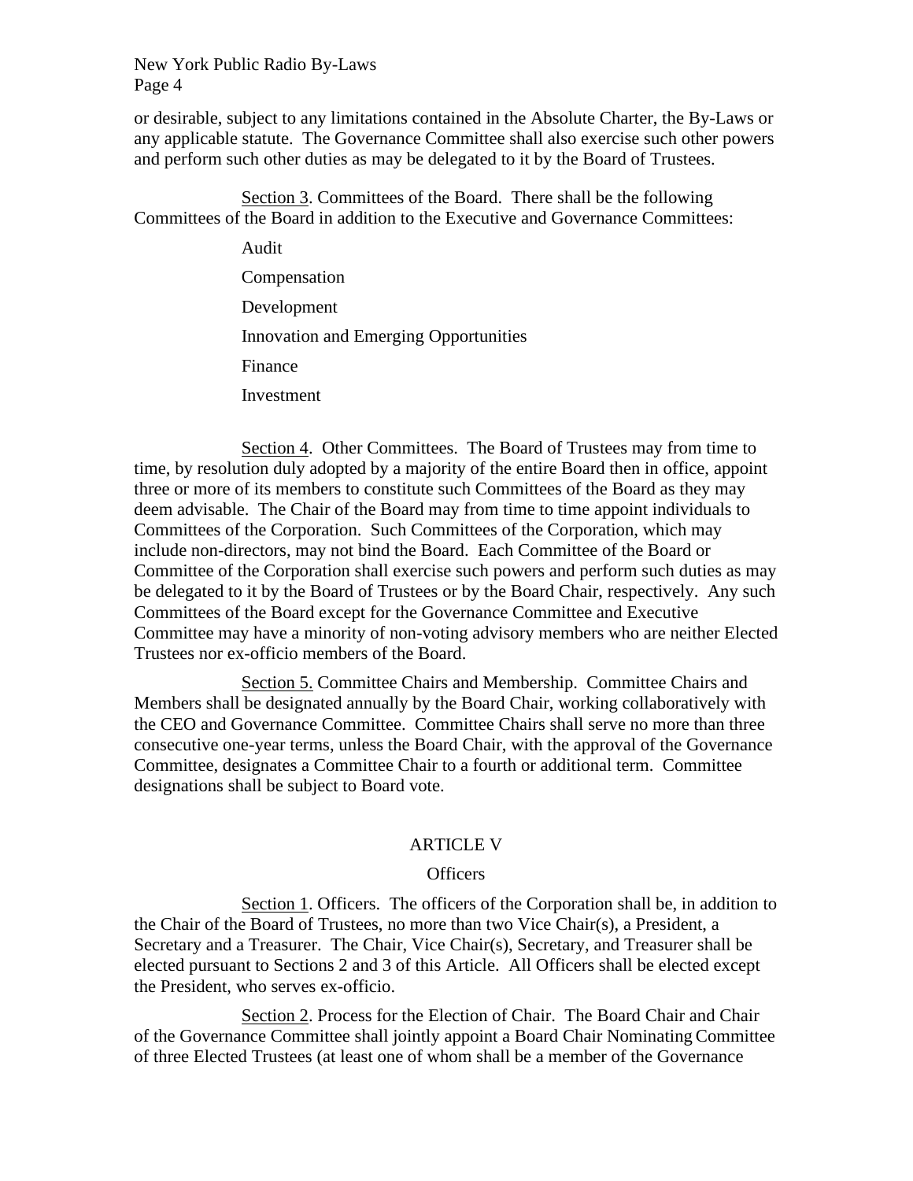or desirable, subject to any limitations contained in the Absolute Charter, the By-Laws or any applicable statute. The Governance Committee shall also exercise such other powers and perform such other duties as may be delegated to it by the Board of Trustees.

Section 3. Committees of the Board. There shall be the following Committees of the Board in addition to the Executive and Governance Committees:

- Audit
- Compensation
- Development
- Innovation and Emerging Opportunities
- Finance
- Investment

Section 4. Other Committees. The Board of Trustees may from time to time, by resolution duly adopted by a majority of the entire Board then in office, appoint three or more of its members to constitute such Committees of the Board as they may deem advisable. The Chair of the Board may from time to time appoint individuals to Committees of the Corporation. Such Committees of the Corporation, which may include non-directors, may not bind the Board. Each Committee of the Board or Committee of the Corporation shall exercise such powers and perform such duties as may be delegated to it by the Board of Trustees or by the Board Chair, respectively. Any such Committees of the Board except for the Governance Committee and Executive Committee may have a minority of non-voting advisory members who are neither Elected Trustees nor ex-officio members of the Board.

Section 5. Committee Chairs and Membership. Committee Chairs and Members shall be designated annually by the Board Chair, working collaboratively with the CEO and Governance Committee. Committee Chairs shall serve no more than three consecutive one-year terms, unless the Board Chair, with the approval of the Governance Committee, designates a Committee Chair to a fourth or additional term. Committee designations shall be subject to Board vote.

## ARTICLE V

### Officers

Section 1. Officers. The officers of the Corporation shall be, in addition to the Chair of the Board of Trustees, no more than two Vice Chair(s), a President, a Secretary and a Treasurer. The Chair, Vice Chair(s), Secretary, and Treasurer shall be elected pursuant to Sections 2 and 3 of this Article. All Officers shall be elected except the President, who serves ex-officio.

Section 2. Process for the Election of Chair. The Board Chair and Chair of the Governance Committee shall jointly appoint a Board Chair Nominating Committee of three Elected Trustees (at least one of whom shall be a member of the Governance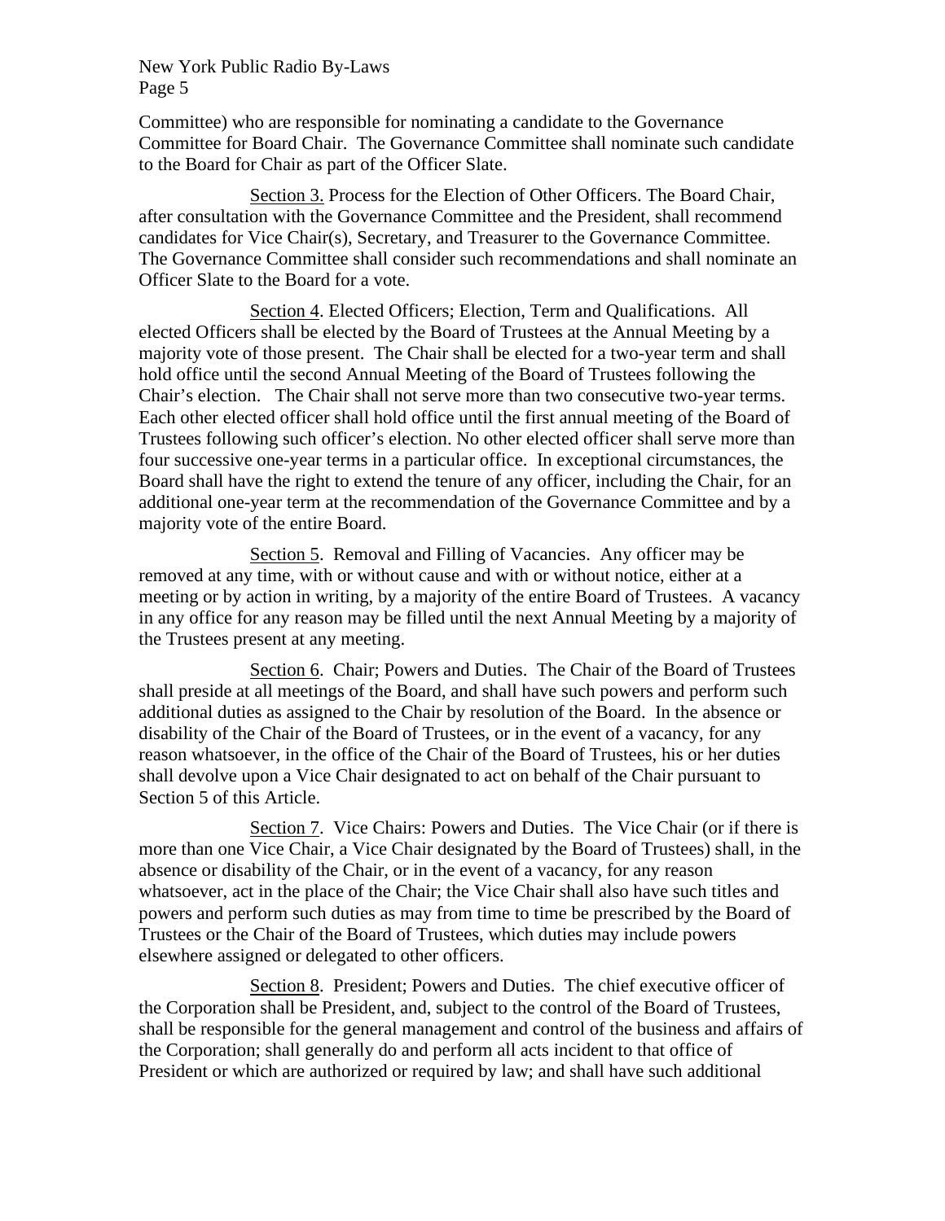Committee) who are responsible for nominating a candidate to the Governance Committee for Board Chair. The Governance Committee shall nominate such candidate to the Board for Chair as part of the Officer Slate.

Section 3. Process for the Election of Other Officers. The Board Chair, after consultation with the Governance Committee and the President, shall recommend candidates for Vice Chair(s), Secretary, and Treasurer to the Governance Committee. The Governance Committee shall consider such recommendations and shall nominate an Officer Slate to the Board for a vote.

Section 4. Elected Officers; Election, Term and Qualifications. All elected Officers shall be elected by the Board of Trustees at the Annual Meeting by a majority vote of those present. The Chair shall be elected for a two-year term and shall hold office until the second Annual Meeting of the Board of Trustees following the Chair's election. The Chair shall not serve more than two consecutive two-year terms. Each other elected officer shall hold office until the first annual meeting of the Board of Trustees following such officer's election. No other elected officer shall serve more than four successive one-year terms in a particular office. In exceptional circumstances, the Board shall have the right to extend the tenure of any officer, including the Chair, for an additional one-year term at the recommendation of the Governance Committee and by a majority vote of the entire Board.

Section 5. Removal and Filling of Vacancies. Any officer may be removed at any time, with or without cause and with or without notice, either at a meeting or by action in writing, by a majority of the entire Board of Trustees. A vacancy in any office for any reason may be filled until the next Annual Meeting by a majority of the Trustees present at any meeting.

Section 6. Chair; Powers and Duties. The Chair of the Board of Trustees shall preside at all meetings of the Board, and shall have such powers and perform such additional duties as assigned to the Chair by resolution of the Board. In the absence or disability of the Chair of the Board of Trustees, or in the event of a vacancy, for any reason whatsoever, in the office of the Chair of the Board of Trustees, his or her duties shall devolve upon a Vice Chair designated to act on behalf of the Chair pursuant to Section 5 of this Article.

Section 7. Vice Chairs: Powers and Duties. The Vice Chair (or if there is more than one Vice Chair, a Vice Chair designated by the Board of Trustees) shall, in the absence or disability of the Chair, or in the event of a vacancy, for any reason whatsoever, act in the place of the Chair; the Vice Chair shall also have such titles and powers and perform such duties as may from time to time be prescribed by the Board of Trustees or the Chair of the Board of Trustees, which duties may include powers elsewhere assigned or delegated to other officers.

Section 8. President; Powers and Duties. The chief executive officer of the Corporation shall be President, and, subject to the control of the Board of Trustees, shall be responsible for the general management and control of the business and affairs of the Corporation; shall generally do and perform all acts incident to that office of President or which are authorized or required by law; and shall have such additional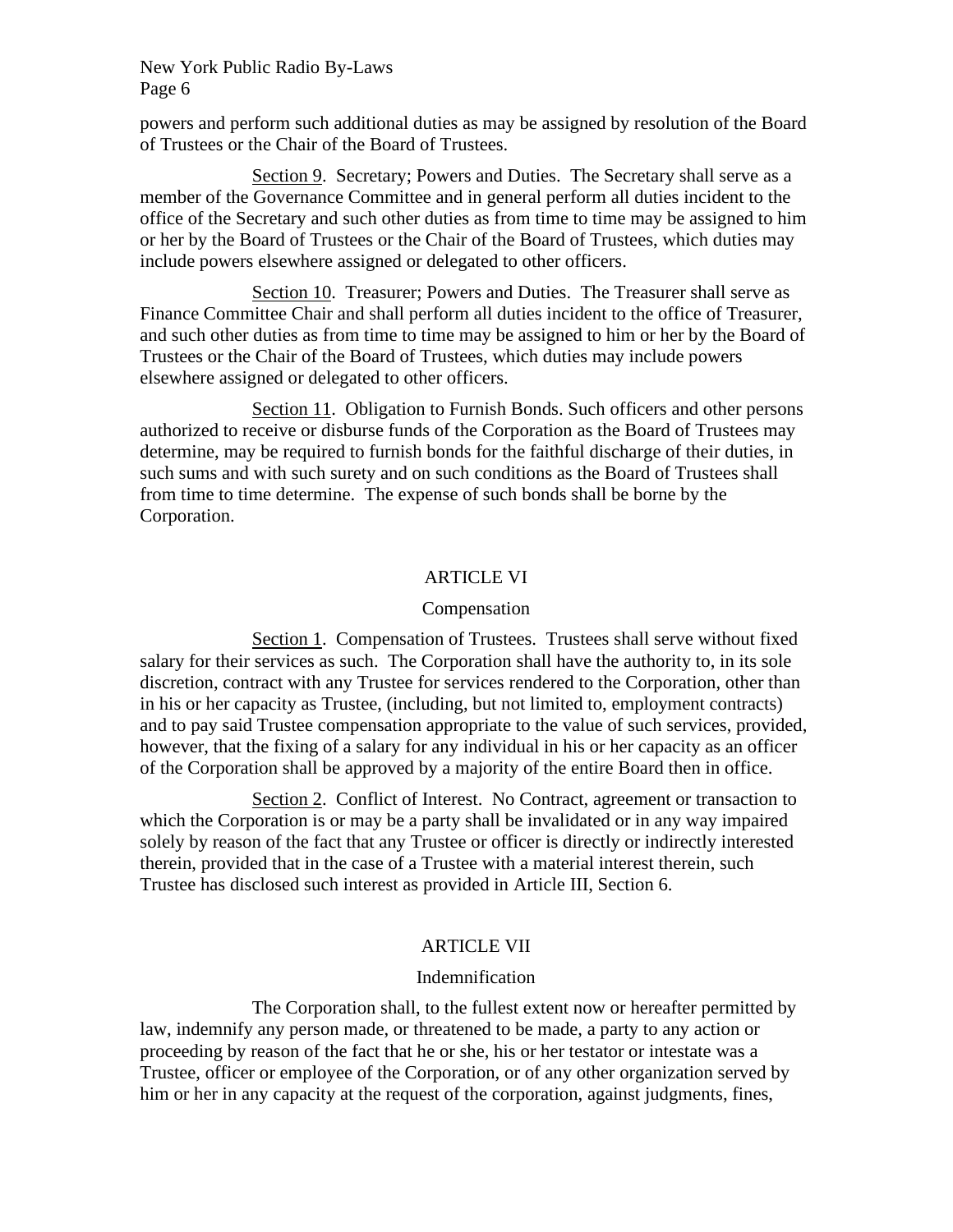powers and perform such additional duties as may be assigned by resolution of the Board of Trustees or the Chair of the Board of Trustees.

Section 9. Secretary; Powers and Duties. The Secretary shall serve as a member of the Governance Committee and in general perform all duties incident to the office of the Secretary and such other duties as from time to time may be assigned to him or her by the Board of Trustees or the Chair of the Board of Trustees, which duties may include powers elsewhere assigned or delegated to other officers.

Section 10. Treasurer; Powers and Duties. The Treasurer shall serve as Finance Committee Chair and shall perform all duties incident to the office of Treasurer, and such other duties as from time to time may be assigned to him or her by the Board of Trustees or the Chair of the Board of Trustees, which duties may include powers elsewhere assigned or delegated to other officers.

Section 11. Obligation to Furnish Bonds. Such officers and other persons authorized to receive or disburse funds of the Corporation as the Board of Trustees may determine, may be required to furnish bonds for the faithful discharge of their duties, in such sums and with such surety and on such conditions as the Board of Trustees shall from time to time determine. The expense of such bonds shall be borne by the Corporation.

## ARTICLE VI

### Compensation

Section 1. Compensation of Trustees. Trustees shall serve without fixed salary for their services as such. The Corporation shall have the authority to, in its sole discretion, contract with any Trustee for services rendered to the Corporation, other than in his or her capacity as Trustee, (including, but not limited to, employment contracts) and to pay said Trustee compensation appropriate to the value of such services, provided, however, that the fixing of a salary for any individual in his or her capacity as an officer of the Corporation shall be approved by a majority of the entire Board then in office.

Section 2. Conflict of Interest. No Contract, agreement or transaction to which the Corporation is or may be a party shall be invalidated or in any way impaired solely by reason of the fact that any Trustee or officer is directly or indirectly interested therein, provided that in the case of a Trustee with a material interest therein, such Trustee has disclosed such interest as provided in Article III, Section 6.

## ARTICLE VII

### Indemnification

The Corporation shall, to the fullest extent now or hereafter permitted by law, indemnify any person made, or threatened to be made, a party to any action or proceeding by reason of the fact that he or she, his or her testator or intestate was a Trustee, officer or employee of the Corporation, or of any other organization served by him or her in any capacity at the request of the corporation, against judgments, fines,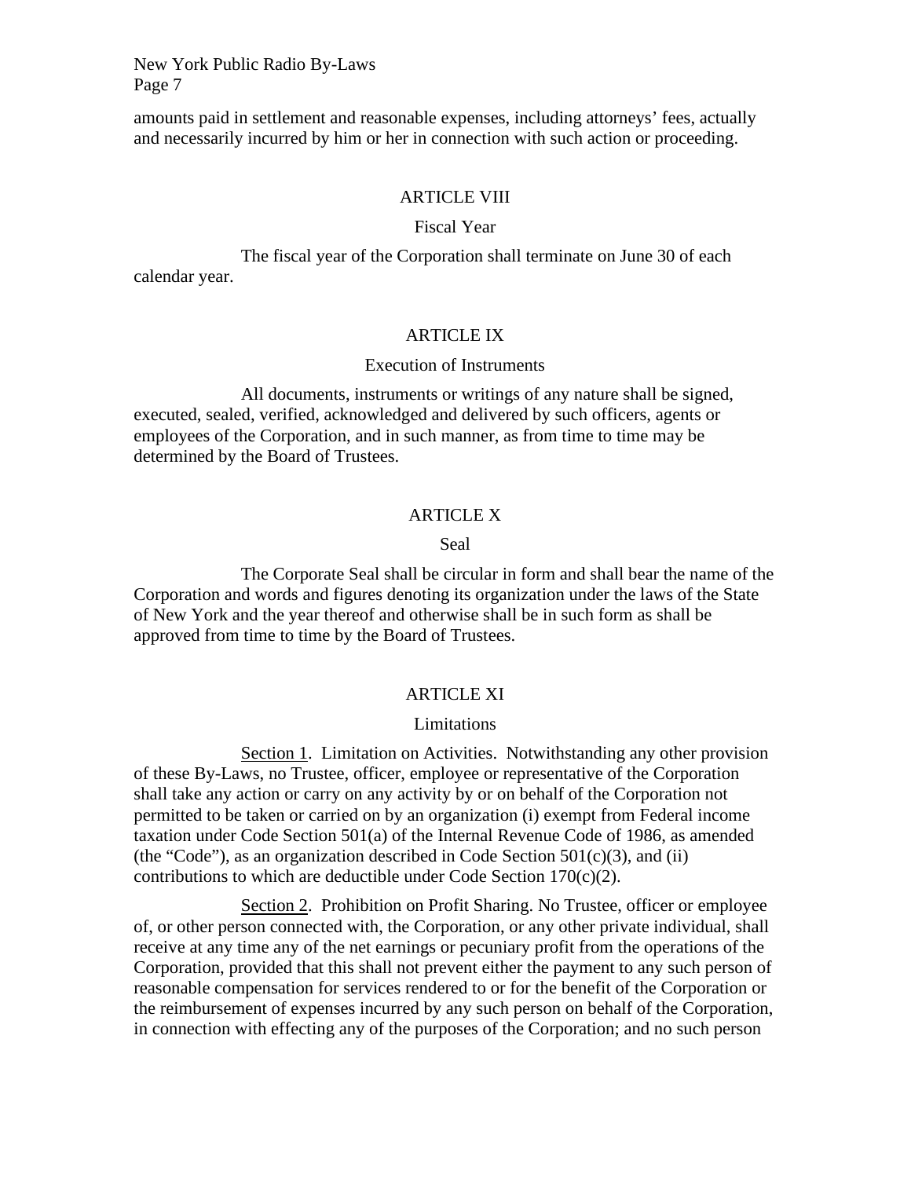amounts paid in settlement and reasonable expenses, including attorneys' fees, actually and necessarily incurred by him or her in connection with such action or proceeding.

## ARTICLE VIII

### Fiscal Year

The fiscal year of the Corporation shall terminate on June 30 of each calendar year.

## ARTICLE IX

### Execution of Instruments

All documents, instruments or writings of any nature shall be signed, executed, sealed, verified, acknowledged and delivered by such officers, agents or employees of the Corporation, and in such manner, as from time to time may be determined by the Board of Trustees.

## ARTICLE X

### Seal

The Corporate Seal shall be circular in form and shall bear the name of the Corporation and words and figures denoting its organization under the laws of the State of New York and the year thereof and otherwise shall be in such form as shall be approved from time to time by the Board of Trustees.

## ARTICLE XI

### Limitations

Section 1. Limitation on Activities. Notwithstanding any other provision of these By-Laws, no Trustee, officer, employee or representative of the Corporation shall take any action or carry on any activity by or on behalf of the Corporation not permitted to be taken or carried on by an organization (i) exempt from Federal income taxation under Code Section 501(a) of the Internal Revenue Code of 1986, as amended (the "Code"), as an organization described in Code Section 501(c)(3), and (ii) contributions to which are deductible under Code Section 170(c)(2).

Section 2. Prohibition on Profit Sharing. No Trustee, officer or employee of, or other person connected with, the Corporation, or any other private individual, shall receive at any time any of the net earnings or pecuniary profit from the operations of the Corporation, provided that this shall not prevent either the payment to any such person of reasonable compensation for services rendered to or for the benefit of the Corporation or the reimbursement of expenses incurred by any such person on behalf of the Corporation, in connection with effecting any of the purposes of the Corporation; and no such person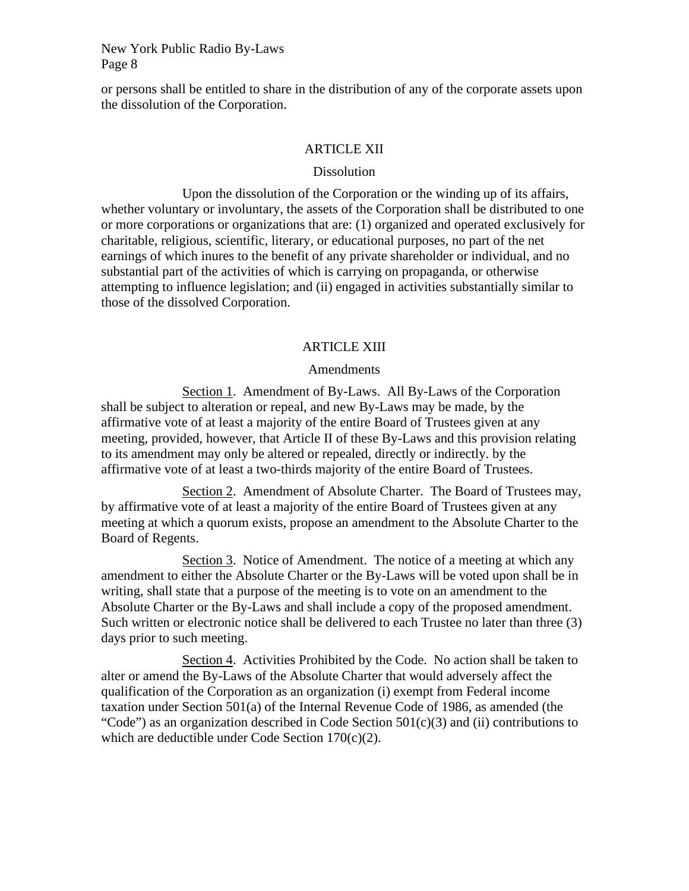or persons shall be entitled to share in the distribution of any of the corporate assets upon the dissolution of the Corporation.

## ARTICLE XII

### Dissolution

Upon the dissolution of the Corporation or the winding up of its affairs, whether voluntary or involuntary, the assets of the Corporation shall be distributed to one or more corporations or organizations that are: (1) organized and operated exclusively for charitable, religious, scientific, literary, or educational purposes, no part of the net earnings of which inures to the benefit of any private shareholder or individual, and no substantial part of the activities of which is carrying on propaganda, or otherwise attempting to influence legislation; and (ii) engaged in activities substantially similar to those of the dissolved Corporation.

## ARTICLE XIII

### Amendments

Section 1. Amendment of By-Laws. All By-Laws of the Corporation shall be subject to alteration or repeal, and new By-Laws may be made, by the affirmative vote of at least a majority of the entire Board of Trustees given at any meeting, provided, however, that Article II of these By-Laws and this provision relating to its amendment may only be altered or repealed, directly or indirectly. by the affirmative vote of at least a two-thirds majority of the entire Board of Trustees.

Section 2. Amendment of Absolute Charter. The Board of Trustees may, by affirmative vote of at least a majority of the entire Board of Trustees given at any meeting at which a quorum exists, propose an amendment to the Absolute Charter to the Board of Regents.

Section 3. Notice of Amendment. The notice of a meeting at which any amendment to either the Absolute Charter or the By-Laws will be voted upon shall be in writing, shall state that a purpose of the meeting is to vote on an amendment to the Absolute Charter or the By-Laws and shall include a copy of the proposed amendment. Such written or electronic notice shall be delivered to each Trustee no later than three (3) days prior to such meeting.

Section 4. Activities Prohibited by the Code. No action shall be taken to alter or amend the By-Laws of the Absolute Charter that would adversely affect the qualification of the Corporation as an organization (i) exempt from Federal income taxation under Section 501(a) of the Internal Revenue Code of 1986, as amended (the "Code") as an organization described in Code Section 501(c)(3) and (ii) contributions to which are deductible under Code Section 170(c)(2).